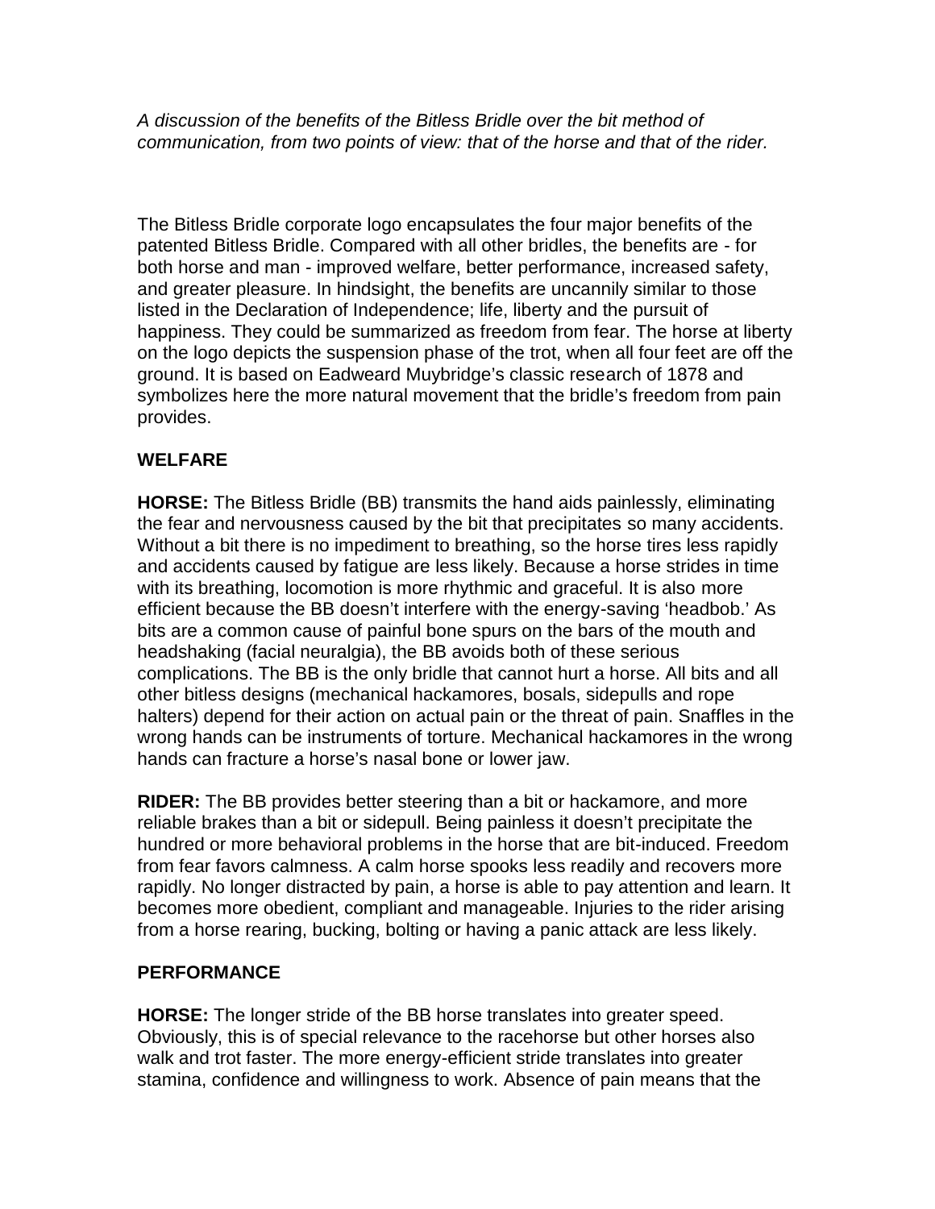*A discussion of the benefits of the Bitless Bridle over the bit method of communication, from two points of view: that of the horse and that of the rider.*

The Bitless Bridle corporate logo encapsulates the four major benefits of the patented Bitless Bridle. Compared with all other bridles, the benefits are - for both horse and man - improved welfare, better performance, increased safety, and greater pleasure. In hindsight, the benefits are uncannily similar to those listed in the Declaration of Independence; life, liberty and the pursuit of happiness. They could be summarized as freedom from fear. The horse at liberty on the logo depicts the suspension phase of the trot, when all four feet are off the ground. It is based on Eadweard Muybridge's classic research of 1878 and symbolizes here the more natural movement that the bridle's freedom from pain provides.

## WELFARE

**HORSE:** The Bitless Bridle (BB) transmits the hand aids painlessly, eliminating the fear and nervousness caused by the bit that precipitates so many accidents. Without a bit there is no impediment to breathing, so the horse tires less rapidly and accidents caused by fatigue are less likely. Because a horse strides in time with its breathing, locomotion is more rhythmic and graceful. It is also more efficient because the BB doesn't interfere with the energy-saving 'headbob.' As bits are a common cause of painful bone spurs on the bars of the mouth and headshaking (facial neuralgia), the BB avoids both of these serious complications. The BB is the only bridle that cannot hurt a horse. All bits and all other bitless designs (mechanical hackamores, bosals, sidepulls and rope halters) depend for their action on actual pain or the threat of pain. Snaffles in the wrong hands can be instruments of torture. Mechanical hackamores in the wrong hands can fracture a horse's nasal bone or lower jaw.

**RIDER:** The BB provides better steering than a bit or hackamore, and more reliable brakes than a bit or sidepull. Being painless it doesn't precipitate the hundred or more behavioral problems in the horse that are bit-induced. Freedom from fear favors calmness. A calm horse spooks less readily and recovers more rapidly. No longer distracted by pain, a horse is able to pay attention and learn. It becomes more obedient, compliant and manageable. Injuries to the rider arising from a horse rearing, bucking, bolting or having a panic attack are less likely.

## PERFORMANCE

**HORSE:** The longer stride of the BB horse translates into greater speed. Obviously, this is of special relevance to the racehorse but other horses also walk and trot faster. The more energy-efficient stride translates into greater stamina, confidence and willingness to work. Absence of pain means that the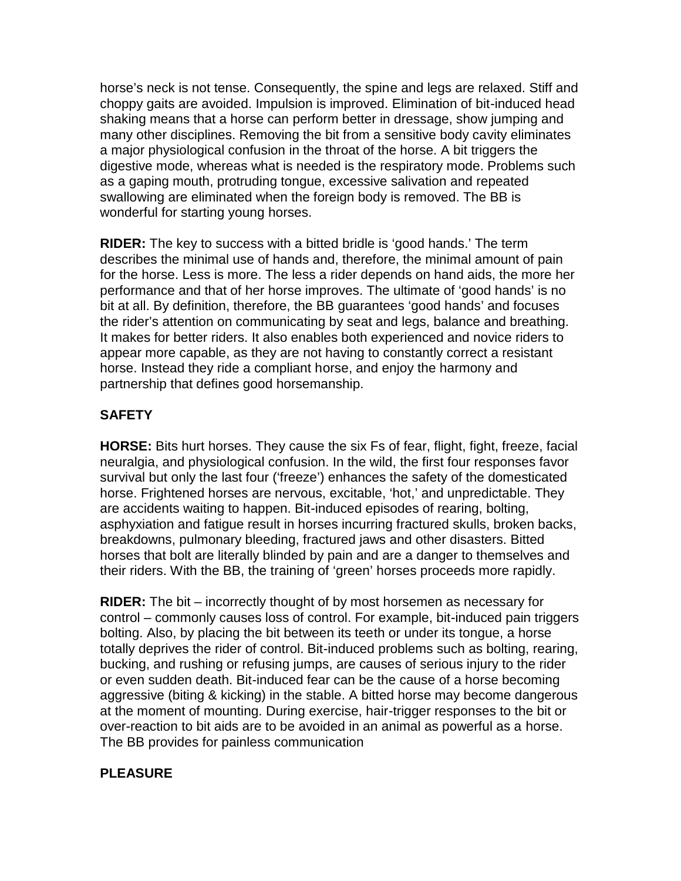horse's neck is not tense. Consequently, the spine and legs are relaxed. Stiff and choppy gaits are avoided. Impulsion is improved. Elimination of bit-induced head shaking means that a horse can perform better in dressage, show jumping and many other disciplines. Removing the bit from a sensitive body cavity eliminates a major physiological confusion in the throat of the horse. A bit triggers the digestive mode, whereas what is needed is the respiratory mode. Problems such as a gaping mouth, protruding tongue, excessive salivation and repeated swallowing are eliminated when the foreign body is removed. The BB is wonderful for starting young horses.

**RIDER:** The key to success with a bitted bridle is 'good hands.' The term describes the minimal use of hands and, therefore, the minimal amount of pain for the horse. Less is more. The less a rider depends on hand aids, the more her performance and that of her horse improves. The ultimate of 'good hands' is no bit at all. By definition, therefore, the BB guarantees 'good hands' and focuses the rider's attention on communicating by seat and legs, balance and breathing. It makes for better riders. It also enables both experienced and novice riders to appear more capable, as they are not having to constantly correct a resistant horse. Instead they ride a compliant horse, and enjoy the harmony and partnership that defines good horsemanship.

## SAFETY

**HORSE:** Bits hurt horses. They cause the six Fs of fear, flight, fight, freeze, facial neuralgia, and physiological confusion. In the wild, the first four responses favor survival but only the last four ('freeze') enhances the safety of the domesticated horse. Frightened horses are nervous, excitable, 'hot,' and unpredictable. They are accidents waiting to happen. Bit-induced episodes of rearing, bolting, asphyxiation and fatigue result in horses incurring fractured skulls, broken backs, breakdowns, pulmonary bleeding, fractured jaws and other disasters. Bitted horses that bolt are literally blinded by pain and are a danger to themselves and their riders. With the BB, the training of 'green' horses proceeds more rapidly.

**RIDER:** The bit – incorrectly thought of by most horsemen as necessary for control – commonly causes loss of control. For example, bit-induced pain triggers bolting. Also, by placing the bit between its teeth or under its tongue, a horse totally deprives the rider of control. Bit-induced problems such as bolting, rearing, bucking, and rushing or refusing jumps, are causes of serious injury to the rider or even sudden death. Bit-induced fear can be the cause of a horse becoming aggressive (biting & kicking) in the stable. A bitted horse may become dangerous at the moment of mounting. During exercise, hair-trigger responses to the bit or over-reaction to bit aids are to be avoided in an animal as powerful as a horse. The BB provides for painless communication

## PLEASURE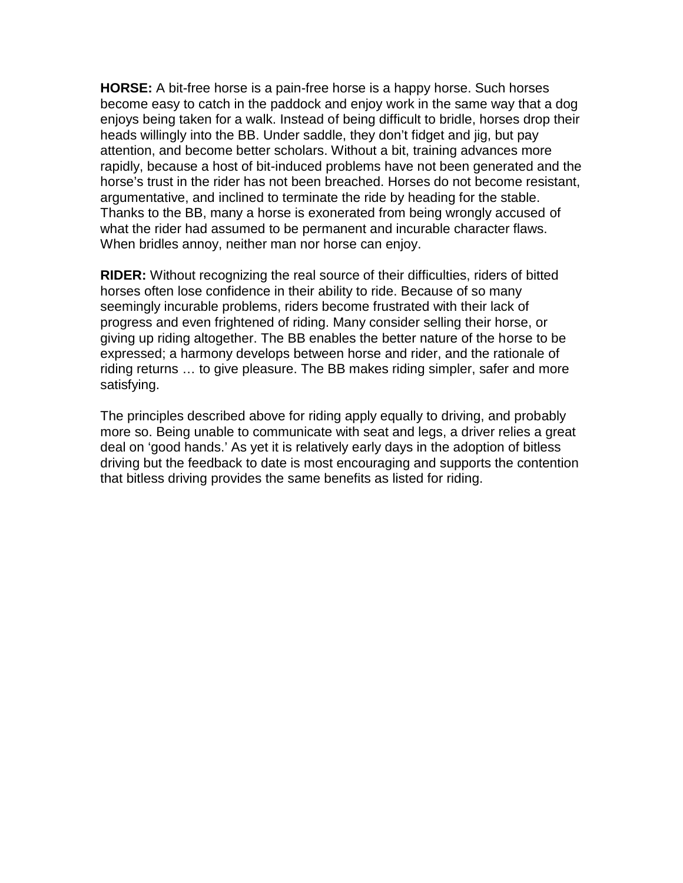**HORSE:** A bit-free horse is a pain-free horse is a happy horse. Such horses become easy to catch in the paddock and enjoy work in the same way that a dog enjoys being taken for a walk. Instead of being difficult to bridle, horses drop their heads willingly into the BB. Under saddle, they don't fidget and jig, but pay attention, and become better scholars. Without a bit, training advances more rapidly, because a host of bit-induced problems have not been generated and the horse's trust in the rider has not been breached. Horses do not become resistant, argumentative, and inclined to terminate the ride by heading for the stable. Thanks to the BB, many a horse is exonerated from being wrongly accused of what the rider had assumed to be permanent and incurable character flaws. When bridles annoy, neither man nor horse can enjoy.

**RIDER:** Without recognizing the real source of their difficulties, riders of bitted horses often lose confidence in their ability to ride. Because of so many seemingly incurable problems, riders become frustrated with their lack of progress and even frightened of riding. Many consider selling their horse, or giving up riding altogether. The BB enables the better nature of the horse to be expressed; a harmony develops between horse and rider, and the rationale of riding returns … to give pleasure. The BB makes riding simpler, safer and more satisfying.

The principles described above for riding apply equally to driving, and probably more so. Being unable to communicate with seat and legs, a driver relies a great deal on 'good hands.' As yet it is relatively early days in the adoption of bitless driving but the feedback to date is most encouraging and supports the contention that bitless driving provides the same benefits as listed for riding.